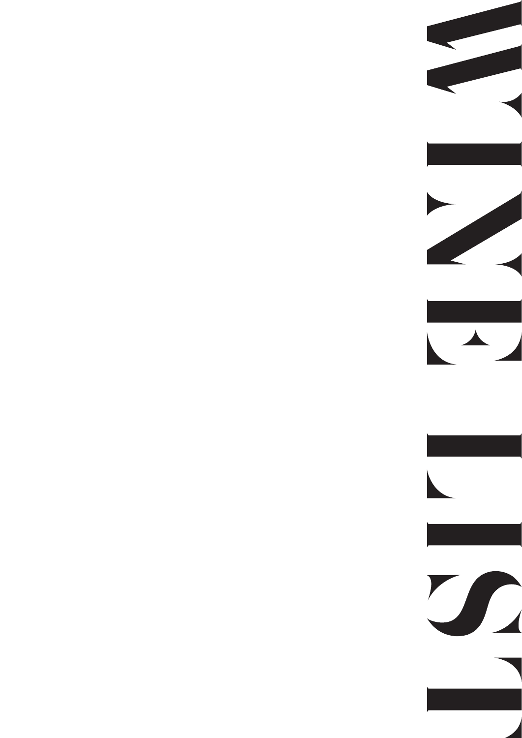# WINE LIST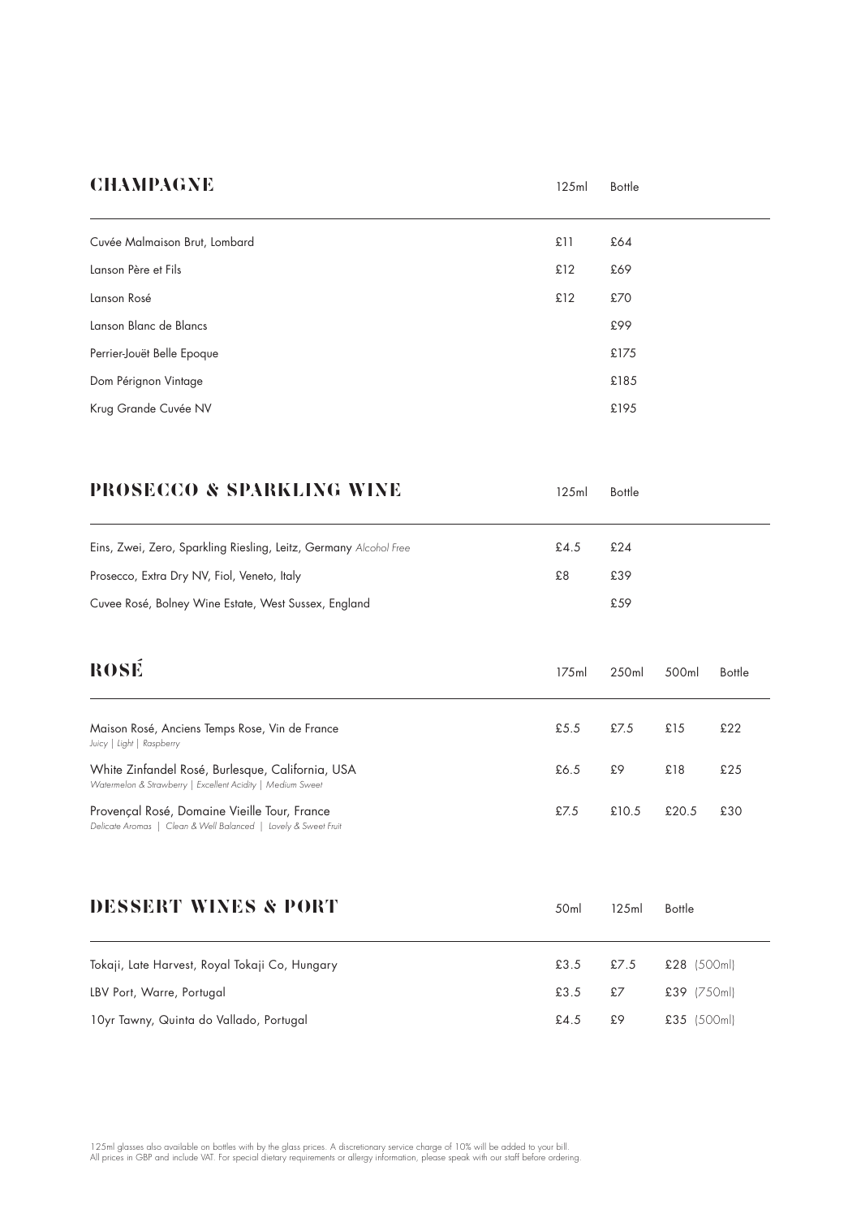## CHAMPAGNE

| | 125ml | Bottle |
|---|---|---|
| Cuvée Malmaison Brut, Lombard | £11 | £64 |
| Lanson Père et Fils | £12 | £69 |
| Lanson Rosé | £12 | £70 |
| Lanson Blanc de Blancs | | £99 |
| Perrier-Jouët Belle Epoque | | £175 |
| Dom Pérignon Vintage | | £185 |
| Krug Grande Cuvée NV | | £195 |

## PROSECCO & SPARKLING WINE

| | 125ml | Bottle |
|---|---|---|
| Eins, Zwei, Zero, Sparkling Riesling, Leitz, Germany *Alcohol Free* | £4.5 | £24 |
| Prosecco, Extra Dry NV, Fiol, Veneto, Italy | £8 | £39 |
| Cuvee Rosé, Bolney Wine Estate, West Sussex, England | | £59 |

## ROSÉ

| | 175ml | 250ml | 500ml | Bottle |
|---|---|---|---|---|
| Maison Rosé, Anciens Temps Rose, Vin de France<br>*Juicy \| Light \| Raspberry* | £5.5 | £7.5 | £15 | £22 |
| White Zinfandel Rosé, Burlesque, California, USA<br>*Watermelon & Strawberry \| Excellent Acidity \| Medium Sweet* | £6.5 | £9 | £18 | £25 |
| Provençal Rosé, Domaine Vieille Tour, France<br>*Delicate Aromas \| Clean & Well Balanced \| Lovely & Sweet Fruit* | £7.5 | £10.5 | £20.5 | £30 |

## DESSERT WINES & PORT

| | 50ml | 125ml | Bottle |
|---|---|---|---|
| Tokaji, Late Harvest, Royal Tokaji Co, Hungary | £3.5 | £7.5 | £28 (500ml) |
| LBV Port, Warre, Portugal | £3.5 | £7 | £39 (750ml) |
| 10yr Tawny, Quinta do Vallado, Portugal | £4.5 | £9 | £35 (500ml) |

125ml glasses also available on bottles with by the glass prices. A discretionary service charge of 10% will be added to your bill.
All prices in GBP and include VAT. For special dietary requirements or allergy information, please speak with our staff before ordering.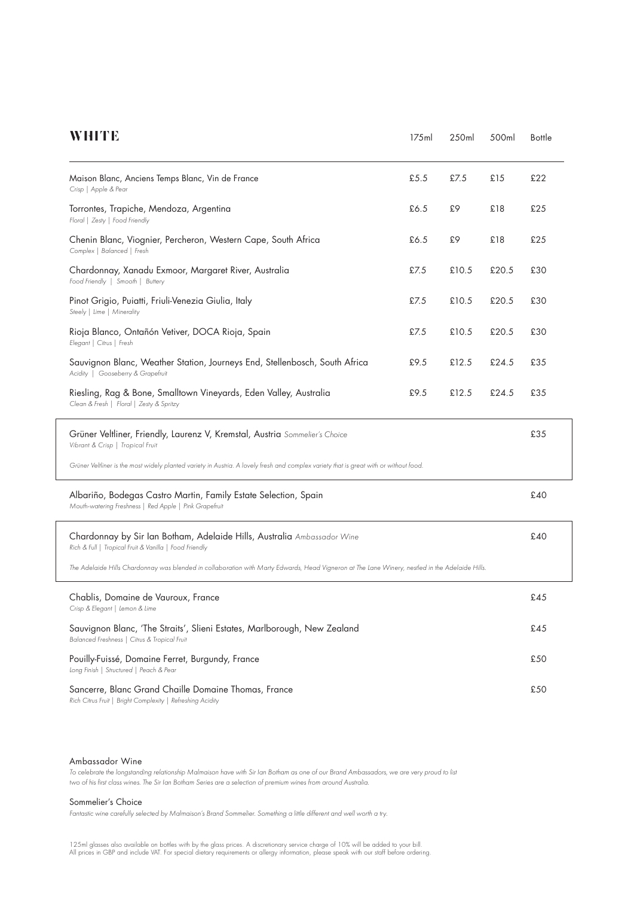# WHITE

| Wine | 175ml | 250ml | 500ml | Bottle |
| --- | --- | --- | --- | --- |
| Maison Blanc, Anciens Temps Blanc, Vin de France<br>*Crisp \| Apple & Pear* | £5.5 | £7.5 | £15 | £22 |
| Torrontes, Trapiche, Mendoza, Argentina<br>*Floral \| Zesty \| Food Friendly* | £6.5 | £9 | £18 | £25 |
| Chenin Blanc, Viognier, Percheron, Western Cape, South Africa<br>*Complex \| Balanced \| Fresh* | £6.5 | £9 | £18 | £25 |
| Chardonnay, Xanadu Exmoor, Margaret River, Australia<br>*Food Friendly \| Smooth \| Buttery* | £7.5 | £10.5 | £20.5 | £30 |
| Pinot Grigio, Puiatti, Friuli-Venezia Giulia, Italy<br>*Steely \| Lime \| Minerality* | £7.5 | £10.5 | £20.5 | £30 |
| Rioja Blanco, Ontañón Vetiver, DOCA Rioja, Spain<br>*Elegant \| Citrus \| Fresh* | £7.5 | £10.5 | £20.5 | £30 |
| Sauvignon Blanc, Weather Station, Journeys End, Stellenbosch, South Africa<br>*Acidity \| Gooseberry & Grapefruit* | £9.5 | £12.5 | £24.5 | £35 |
| Riesling, Rag & Bone, Smalltown Vineyards, Eden Valley, Australia<br>*Clean & Fresh \| Floral \| Zesty & Spritzy* | £9.5 | £12.5 | £24.5 | £35 |
| Grüner Veltliner, Friendly, Laurenz V, Kremstal, Austria *Sommelier's Choice*<br>*Vibrant & Crisp \| Tropical Fruit*<br>*Grüner Veltliner is the most widely planted variety in Austria. A lovely fresh and complex variety that is great with or without food.* | | | | £35 |
| Albariño, Bodegas Castro Martin, Family Estate Selection, Spain<br>*Mouth-watering Freshness \| Red Apple \| Pink Grapefruit* | | | | £40 |
| Chardonnay by Sir Ian Botham, Adelaide Hills, Australia *Ambassador Wine*<br>*Rich & Full \| Tropical Fruit & Vanilla \| Food Friendly*<br>*The Adelaide Hills Chardonnay was blended in collaboration with Marty Edwards, Head Vigneron at The Lane Winery, nestled in the Adelaide Hills.* | | | | £40 |
| Chablis, Domaine de Vauroux, France<br>*Crisp & Elegant \| Lemon & Lime* | | | | £45 |
| Sauvignon Blanc, 'The Straits', Slieni Estates, Marlborough, New Zealand<br>*Balanced Freshness \| Citrus & Tropical Fruit* | | | | £45 |
| Pouilly-Fuissé, Domaine Ferret, Burgundy, France<br>*Long Finish \| Structured \| Peach & Pear* | | | | £50 |
| Sancerre, Blanc Grand Chaille Domaine Thomas, France<br>*Rich Citrus Fruit \| Bright Complexity \| Refreshing Acidity* | | | | £50 |

Ambassador Wine

*To celebrate the longstanding relationship Malmaison have with Sir Ian Botham as one of our Brand Ambassadors, we are very proud to list two of his first class wines. The Sir Ian Botham Series are a selection of premium wines from around Australia.*

Sommelier's Choice

*Fantastic wine carefully selected by Malmaison's Brand Sommelier. Something a little different and well worth a try.*

125ml glasses also available on bottles with by the glass prices. A discretionary service charge of 10% will be added to your bill.
All prices in GBP and include VAT. For special dietary requirements or allergy information, please speak with our staff before ordering.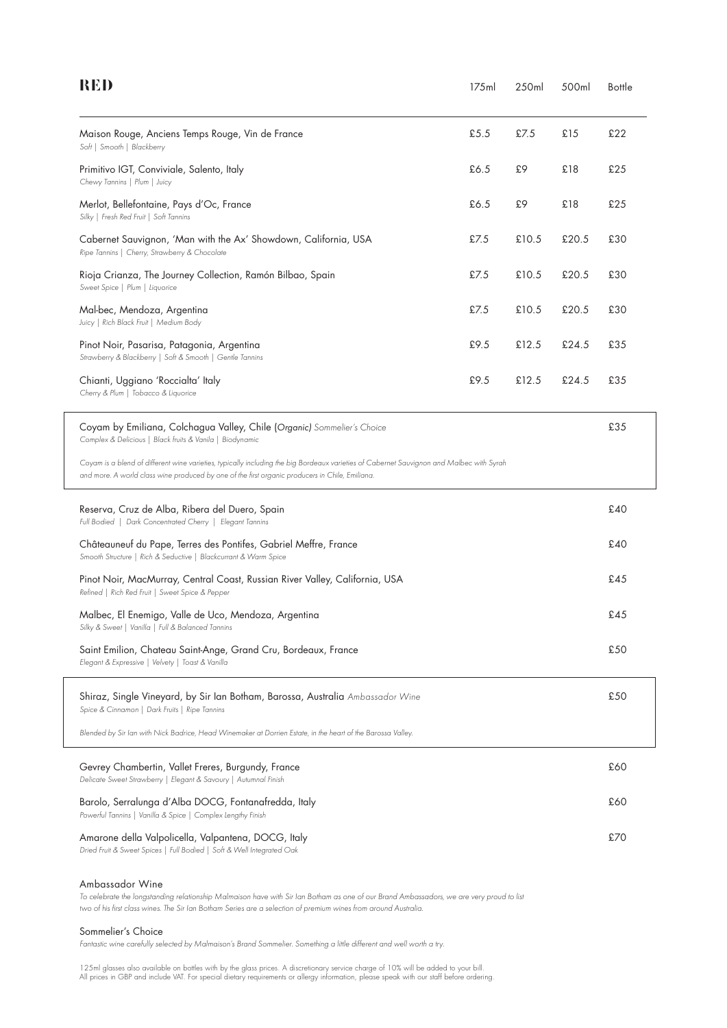# RED

| | 175ml | 250ml | 500ml | Bottle |
|---|---|---|---|---|
| Maison Rouge, Anciens Temps Rouge, Vin de France<br>*Soft \| Smooth \| Blackberry* | £5.5 | £7.5 | £15 | £22 |
| Primitivo IGT, Conviviale, Salento, Italy<br>*Chewy Tannins \| Plum \| Juicy* | £6.5 | £9 | £18 | £25 |
| Merlot, Bellefontaine, Pays d'Oc, France<br>*Silky \| Fresh Red Fruit \| Soft Tannins* | £6.5 | £9 | £18 | £25 |
| Cabernet Sauvignon, 'Man with the Ax' Showdown, California, USA<br>*Ripe Tannins \| Cherry, Strawberry & Chocolate* | £7.5 | £10.5 | £20.5 | £30 |
| Rioja Crianza, The Journey Collection, Ramón Bilbao, Spain<br>*Sweet Spice \| Plum \| Liquorice* | £7.5 | £10.5 | £20.5 | £30 |
| Mal-bec, Mendoza, Argentina<br>*Juicy \| Rich Black Fruit \| Medium Body* | £7.5 | £10.5 | £20.5 | £30 |
| Pinot Noir, Pasarisa, Patagonia, Argentina<br>*Strawberry & Blackberry \| Soft & Smooth \| Gentle Tannins* | £9.5 | £12.5 | £24.5 | £35 |
| Chianti, Uggiano 'Roccialta' Italy<br>*Cherry & Plum \| Tobacco & Liquorice* | £9.5 | £12.5 | £24.5 | £35 |
| Coyam by Emiliana, Colchagua Valley, Chile (*Organic*) *Sommelier's Choice*<br>*Complex & Delicious \| Black fruits & Vanila \| Biodynamic*<br>*Coyam is a blend of different wine varieties, typically including the big Bordeaux varieties of Cabernet Sauvignon and Malbec with Syrah and more. A world class wine produced by one of the first organic producers in Chile, Emiliana.* | | | | £35 |
| Reserva, Cruz de Alba, Ribera del Duero, Spain<br>*Full Bodied \| Dark Concentrated Cherry \| Elegant Tannins* | | | | £40 |
| Châteauneuf du Pape, Terres des Pontifes, Gabriel Meffre, France<br>*Smooth Structure \| Rich & Seductive \| Blackcurrant & Warm Spice* | | | | £40 |
| Pinot Noir, MacMurray, Central Coast, Russian River Valley, California, USA<br>*Refined \| Rich Red Fruit \| Sweet Spice & Pepper* | | | | £45 |
| Malbec, El Enemigo, Valle de Uco, Mendoza, Argentina<br>*Silky & Sweet \| Vanilla \| Full & Balanced Tannins* | | | | £45 |
| Saint Emilion, Chateau Saint-Ange, Grand Cru, Bordeaux, France<br>*Elegant & Expressive \| Velvety \| Toast & Vanilla* | | | | £50 |
| Shiraz, Single Vineyard, by Sir Ian Botham, Barossa, Australia *Ambassador Wine*<br>*Spice & Cinnamon \| Dark Fruits \| Ripe Tannins*<br>*Blended by Sir Ian with Nick Badrice, Head Winemaker at Dorrien Estate, in the heart of the Barossa Valley.* | | | | £50 |
| Gevrey Chambertin, Vallet Freres, Burgundy, France<br>*Delicate Sweet Strawberry \| Elegant & Savoury \| Autumnal Finish* | | | | £60 |
| Barolo, Serralunga d'Alba DOCG, Fontanafredda, Italy<br>*Powerful Tannins \| Vanilla & Spice \| Complex Lengthy Finish* | | | | £60 |
| Amarone della Valpolicella, Valpantena, DOCG, Italy<br>*Dried Fruit & Sweet Spices \| Full Bodied \| Soft & Well Integrated Oak* | | | | £70 |

### Ambassador Wine

*To celebrate the longstanding relationship Malmaison have with Sir Ian Botham as one of our Brand Ambassadors, we are very proud to list two of his first class wines. The Sir Ian Botham Series are a selection of premium wines from around Australia.*

### Sommelier's Choice

*Fantastic wine carefully selected by Malmaison's Brand Sommelier. Something a little different and well worth a try.*

125ml glasses also available on bottles with by the glass prices. A discretionary service charge of 10% will be added to your bill.
All prices in GBP and include VAT. For special dietary requirements or allergy information, please speak with our staff before ordering.